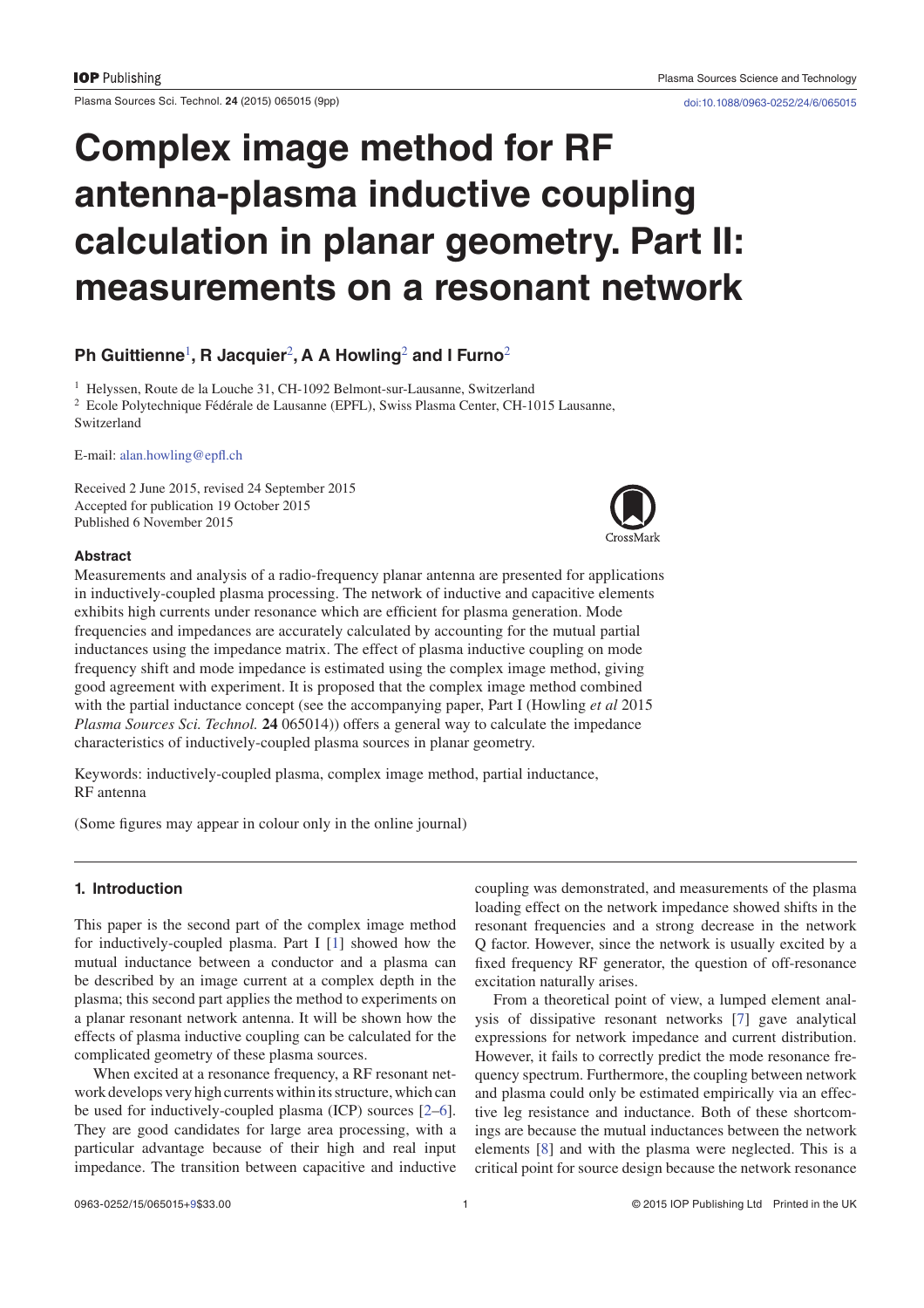# Complex image method for RF antenna-plasma inductive coupling calculation in planar geometry. Part II: measurements on a resonant network

**Ph Guittienne**[1], **R Jacquier**[2], **A A Howling**[2] **and I Furno**[2]

[1] Helyssen, Route de la Louche 31, CH-1092 Belmont-sur-Lausanne, Switzerland

[2] Ecole Polytechnique Fédérale de Lausanne (EPFL), Swiss Plasma Center, CH-1015 Lausanne, Switzerland

E-mail: alan.howling@epfl.ch

Received 2 June 2015, revised 24 September 2015
Accepted for publication 19 October 2015
Published 6 November 2015

### Abstract

Measurements and analysis of a radio-frequency planar antenna are presented for applications in inductively-coupled plasma processing. The network of inductive and capacitive elements exhibits high currents under resonance which are efficient for plasma generation. Mode frequencies and impedances are accurately calculated by accounting for the mutual partial inductances using the impedance matrix. The effect of plasma inductive coupling on mode frequency shift and mode impedance is estimated using the complex image method, giving good agreement with experiment. It is proposed that the complex image method combined with the partial inductance concept (see the accompanying paper, Part I (Howling *et al* 2015 *Plasma Sources Sci. Technol.* **24** 065014)) offers a general way to calculate the impedance characteristics of inductively-coupled plasma sources in planar geometry.

Keywords: inductively-coupled plasma, complex image method, partial inductance, RF antenna

(Some figures may appear in colour only in the online journal)

## 1. Introduction

This paper is the second part of the complex image method for inductively-coupled plasma. Part I [1] showed how the mutual inductance between a conductor and a plasma can be described by an image current at a complex depth in the plasma; this second part applies the method to experiments on a planar resonant network antenna. It will be shown how the effects of plasma inductive coupling can be calculated for the complicated geometry of these plasma sources.

When excited at a resonance frequency, a RF resonant network develops very high currents within its structure, which can be used for inductively-coupled plasma (ICP) sources [2–6]. They are good candidates for large area processing, with a particular advantage because of their high and real input impedance. The transition between capacitive and inductive coupling was demonstrated, and measurements of the plasma loading effect on the network impedance showed shifts in the resonant frequencies and a strong decrease in the network Q factor. However, since the network is usually excited by a fixed frequency RF generator, the question of off-resonance excitation naturally arises.

From a theoretical point of view, a lumped element analysis of dissipative resonant networks [7] gave analytical expressions for network impedance and current distribution. However, it fails to correctly predict the mode resonance frequency spectrum. Furthermore, the coupling between network and plasma could only be estimated empirically via an effective leg resistance and inductance. Both of these shortcomings are because the mutual inductances between the network elements [8] and with the plasma were neglected. This is a critical point for source design because the network resonance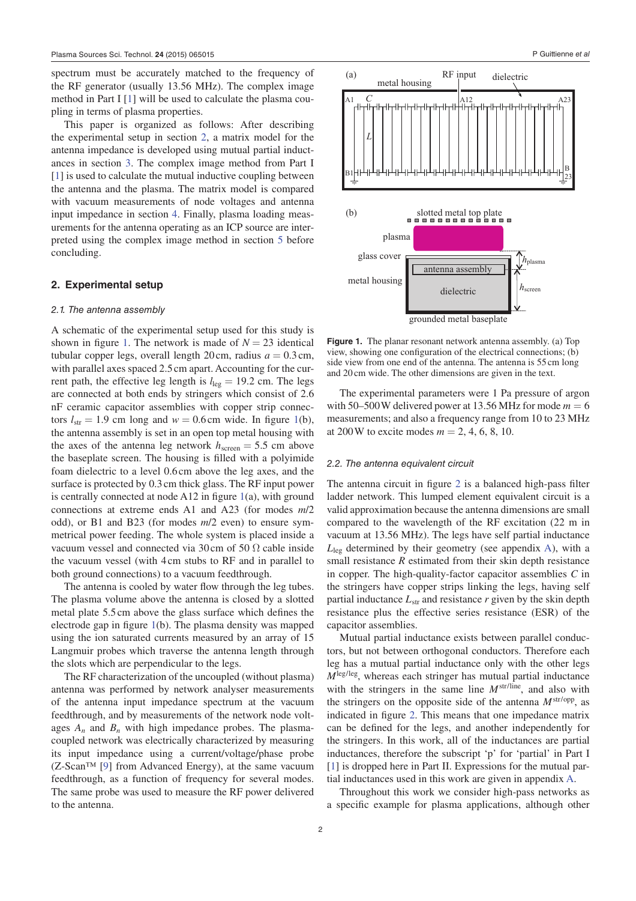spectrum must be accurately matched to the frequency of the RF generator (usually 13.56 MHz). The complex image method in Part I [1] will be used to calculate the plasma coupling in terms of plasma properties.

This paper is organized as follows: After describing the experimental setup in section 2, a matrix model for the antenna impedance is developed using mutual partial inductances in section 3. The complex image method from Part I [1] is used to calculate the mutual inductive coupling between the antenna and the plasma. The matrix model is compared with vacuum measurements of node voltages and antenna input impedance in section 4. Finally, plasma loading measurements for the antenna operating as an ICP source are interpreted using the complex image method in section 5 before concluding.

## 2. Experimental setup

### 2.1. The antenna assembly

A schematic of the experimental setup used for this study is shown in figure 1. The network is made of $N = 23$ identical tubular copper legs, overall length 20 cm, radius $a = 0.3$ cm, with parallel axes spaced 2.5 cm apart. Accounting for the current path, the effective leg length is $l_{\mathrm{leg}} = 19.2$ cm. The legs are connected at both ends by stringers which consist of 2.6 nF ceramic capacitor assemblies with copper strip connectors $l_{\mathrm{str}} = 1.9$ cm long and $w = 0.6$ cm wide. In figure 1(b), the antenna assembly is set in an open top metal housing with the axes of the antenna leg network $h_{\mathrm{screen}} = 5.5$ cm above the baseplate screen. The housing is filled with a polyimide foam dielectric to a level 0.6 cm above the leg axes, and the surface is protected by 0.3 cm thick glass. The RF input power is centrally connected at node A12 in figure 1(a), with ground connections at extreme ends A1 and A23 (for modes $m/2$ odd), or B1 and B23 (for modes $m/2$ even) to ensure symmetrical power feeding. The whole system is placed inside a vacuum vessel and connected via 30 cm of 50 Ω cable inside the vacuum vessel (with 4 cm stubs to RF and in parallel to both ground connections) to a vacuum feedthrough.

The antenna is cooled by water flow through the leg tubes. The plasma volume above the antenna is closed by a slotted metal plate 5.5 cm above the glass surface which defines the electrode gap in figure 1(b). The plasma density was mapped using the ion saturated currents measured by an array of 15 Langmuir probes which traverse the antenna length through the slots which are perpendicular to the legs.

The RF characterization of the uncoupled (without plasma) antenna was performed by network analyser measurements of the antenna input impedance spectrum at the vacuum feedthrough, and by measurements of the network node voltages $A_n$ and $B_n$ with high impedance probes. The plasma-coupled network was electrically characterized by measuring its input impedance using a current/voltage/phase probe (Z-Scan™ [9] from Advanced Energy), at the same vacuum feedthrough, as a function of frequency for several modes. The same probe was used to measure the RF power delivered to the antenna.

**Figure 1.** The planar resonant network antenna assembly. (a) Top view, showing one configuration of the electrical connections; (b) side view from one end of the antenna. The antenna is 55 cm long and 20 cm wide. The other dimensions are given in the text.

The experimental parameters were 1 Pa pressure of argon with 50–500 W delivered power at 13.56 MHz for mode $m = 6$ measurements; and also a frequency range from 10 to 23 MHz at 200 W to excite modes $m = 2, 4, 6, 8, 10$.

### 2.2. The antenna equivalent circuit

The antenna circuit in figure 2 is a balanced high-pass filter ladder network. This lumped element equivalent circuit is a valid approximation because the antenna dimensions are small compared to the wavelength of the RF excitation (22 m in vacuum at 13.56 MHz). The legs have self partial inductance $L_{\mathrm{leg}}$ determined by their geometry (see appendix A), with a small resistance $R$ estimated from their skin depth resistance in copper. The high-quality-factor capacitor assemblies $C$ in the stringers have copper strips linking the legs, having self partial inductance $L_{\mathrm{str}}$ and resistance $r$ given by the skin depth resistance plus the effective series resistance (ESR) of the capacitor assemblies.

Mutual partial inductance exists between parallel conductors, but not between orthogonal conductors. Therefore each leg has a mutual partial inductance only with the other legs $M^{\mathrm{leg/leg}}$, whereas each stringer has mutual partial inductance with the stringers in the same line $M^{\mathrm{str/line}}$, and also with the stringers on the opposite side of the antenna $M^{\mathrm{str/opp}}$, as indicated in figure 2. This means that one impedance matrix can be defined for the legs, and another independently for the stringers. In this work, all of the inductances are partial inductances, therefore the subscript 'p' for 'partial' in Part I [1] is dropped here in Part II. Expressions for the mutual partial inductances used in this work are given in appendix A.

Throughout this work we consider high-pass networks as a specific example for plasma applications, although other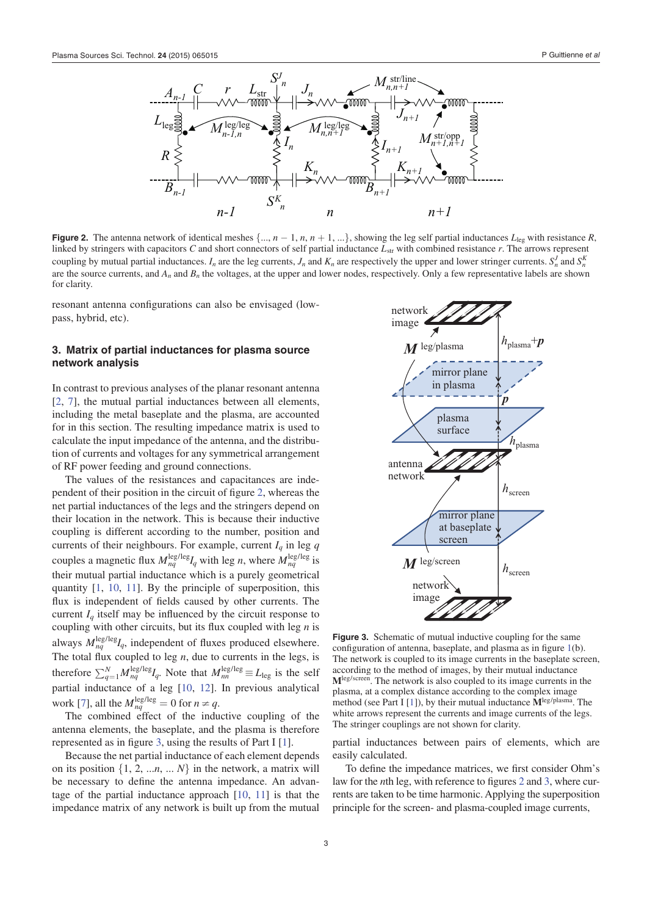**Figure 2.** The antenna network of identical meshes $\{..., n-1, n, n+1, ...\}$, showing the leg self partial inductances $L_{\text{leg}}$ with resistance $R$, linked by stringers with capacitors $C$ and short connectors of self partial inductance $L_{\text{str}}$ with combined resistance $r$. The arrows represent coupling by mutual partial inductances. $I_n$ are the leg currents, $J_n$ and $K_n$ are respectively the upper and lower stringer currents. $S_n^J$ and $S_n^K$ are the source currents, and $A_n$ and $B_n$ the voltages, at the upper and lower nodes, respectively. Only a few representative labels are shown for clarity.

resonant antenna configurations can also be envisaged (low-pass, hybrid, etc).

## 3. Matrix of partial inductances for plasma source network analysis

In contrast to previous analyses of the planar resonant antenna [2, 7], the mutual partial inductances between all elements, including the metal baseplate and the plasma, are accounted for in this section. The resulting impedance matrix is used to calculate the input impedance of the antenna, and the distribution of currents and voltages for any symmetrical arrangement of RF power feeding and ground connections.

The values of the resistances and capacitances are independent of their position in the circuit of figure 2, whereas the net partial inductances of the legs and the stringers depend on their location in the network. This is because their inductive coupling is different according to the number, position and currents of their neighbours. For example, current $I_q$ in leg $q$ couples a magnetic flux $M_{nq}^{\text{leg/leg}} I_q$ with leg $n$, where $M_{nq}^{\text{leg/leg}}$ is their mutual partial inductance which is a purely geometrical quantity [1, 10, 11]. By the principle of superposition, this flux is independent of fields caused by other currents. The current $I_q$ itself may be influenced by the circuit response to coupling with other circuits, but its flux coupled with leg $n$ is always $M_{nq}^{\text{leg/leg}} I_q$, independent of fluxes produced elsewhere. The total flux coupled to leg $n$, due to currents in the legs, is therefore $\sum_{q=1}^{N} M_{nq}^{\text{leg/leg}} I_q$. Note that $M_{nn}^{\text{leg/leg}} \equiv L_{\text{leg}}$ is the self partial inductance of a leg [10, 12]. In previous analytical work [7], all the $M_{nq}^{\text{leg/leg}} = 0$ for $n \neq q$.

The combined effect of the inductive coupling of the antenna elements, the baseplate, and the plasma is therefore represented as in figure 3, using the results of Part I [1].

**Figure 3.** Schematic of mutual inductive coupling for the same configuration of antenna, baseplate, and plasma as in figure 1(b). The network is coupled to its image currents in the baseplate screen, according to the method of images, by their mutual inductance $\mathbf{M}^{\text{leg/screen}}$. The network is also coupled to its image currents in the plasma, at a complex distance according to the complex image method (see Part I [1]), by their mutual inductance $\mathbf{M}^{\text{leg/plasma}}$. The white arrows represent the currents and image currents of the legs. The stringer couplings are not shown for clarity.

Because the net partial inductance of each element depends on its position $\{1, 2, ...n, ... N\}$ in the network, a matrix will be necessary to define the antenna impedance. An advantage of the partial inductance approach [10, 11] is that the impedance matrix of any network is built up from the mutual partial inductances between pairs of elements, which are easily calculated.

To define the impedance matrices, we first consider Ohm's law for the $n$th leg, with reference to figures 2 and 3, where currents are taken to be time harmonic. Applying the superposition principle for the screen- and plasma-coupled image currents,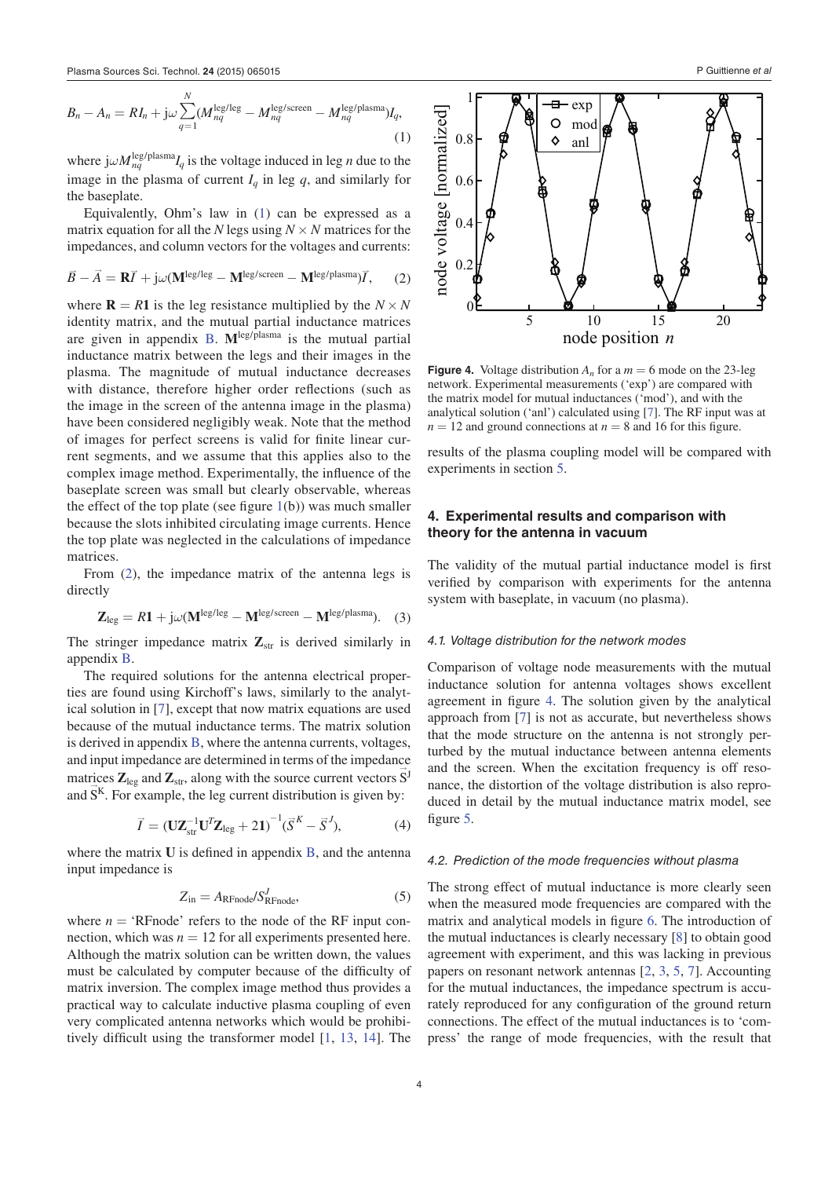$$B_n - A_n = RI_n + \mathrm{j}\omega \sum_{q=1}^{N} (M_{nq}^{\mathrm{leg/leg}} - M_{nq}^{\mathrm{leg/screen}} - M_{nq}^{\mathrm{leg/plasma}}) I_q, \quad (1)$$

where $\mathrm{j}\omega M_{nq}^{\mathrm{leg/plasma}} I_q$ is the voltage induced in leg $n$ due to the image in the plasma of current $I_q$ in leg $q$, and similarly for the baseplate.

Equivalently, Ohm's law in (1) can be expressed as a matrix equation for all the $N$ legs using $N \times N$ matrices for the impedances, and column vectors for the voltages and currents:

$$\vec{B} - \vec{A} = \mathbf{R}\vec{I} + \mathrm{j}\omega(\mathbf{M}^{\mathrm{leg/leg}} - \mathbf{M}^{\mathrm{leg/screen}} - \mathbf{M}^{\mathrm{leg/plasma}})\vec{I}, \quad (2)$$

where $\mathbf{R} = R\mathbf{1}$ is the leg resistance multiplied by the $N \times N$ identity matrix, and the mutual partial inductance matrices are given in appendix B. $\mathbf{M}^{\mathrm{leg/plasma}}$ is the mutual partial inductance matrix between the legs and their images in the plasma. The magnitude of mutual inductance decreases with distance, therefore higher order reflections (such as the image in the screen of the antenna image in the plasma) have been considered negligibly weak. Note that the method of images for perfect screens is valid for finite linear current segments, and we assume that this applies also to the complex image method. Experimentally, the influence of the baseplate screen was small but clearly observable, whereas the effect of the top plate (see figure 1(b)) was much smaller because the slots inhibited circulating image currents. Hence the top plate was neglected in the calculations of impedance matrices.

From (2), the impedance matrix of the antenna legs is directly

$$\mathbf{Z}_{\mathrm{leg}} = R\mathbf{1} + \mathrm{j}\omega(\mathbf{M}^{\mathrm{leg/leg}} - \mathbf{M}^{\mathrm{leg/screen}} - \mathbf{M}^{\mathrm{leg/plasma}}). \quad (3)$$

The stringer impedance matrix $\mathbf{Z}_{\mathrm{str}}$ is derived similarly in appendix B.

The required solutions for the antenna electrical properties are found using Kirchoff's laws, similarly to the analytical solution in [7], except that now matrix equations are used because of the mutual inductance terms. The matrix solution is derived in appendix B, where the antenna currents, voltages, and input impedance are determined in terms of the impedance matrices $\mathbf{Z}_{\mathrm{leg}}$ and $\mathbf{Z}_{\mathrm{str}}$, along with the source current vectors $\vec{S}^{J}$ and $\vec{S}^{K}$. For example, the leg current distribution is given by:

$$\vec{I} = (\mathbf{U}\mathbf{Z}_{\mathrm{str}}^{-1}\mathbf{U}^{T}\mathbf{Z}_{\mathrm{leg}} + 2\mathbf{1})^{-1}(\vec{S}^{K} - \vec{S}^{J}), \quad (4)$$

where the matrix $\mathbf{U}$ is defined in appendix B, and the antenna input impedance is

$$Z_{\mathrm{in}} = A_{\mathrm{RFnode}}/S_{\mathrm{RFnode}}^{J}, \quad (5)$$

where $n$ = 'RFnode' refers to the node of the RF input connection, which was $n = 12$ for all experiments presented here. Although the matrix solution can be written down, the values must be calculated by computer because of the difficulty of matrix inversion. The complex image method thus provides a practical way to calculate inductive plasma coupling of even very complicated antenna networks which would be prohibitively difficult using the transformer model [1, 13, 14]. The results of the plasma coupling model will be compared with experiments in section 5.

**Figure 4.** Voltage distribution $A_n$ for a $m = 6$ mode on the 23-leg network. Experimental measurements ('exp') are compared with the matrix model for mutual inductances ('mod'), and with the analytical solution ('anl') calculated using [7]. The RF input was at $n = 12$ and ground connections at $n = 8$ and 16 for this figure.

## 4. Experimental results and comparison with theory for the antenna in vacuum

The validity of the mutual partial inductance model is first verified by comparison with experiments for the antenna system with baseplate, in vacuum (no plasma).

### 4.1. Voltage distribution for the network modes

Comparison of voltage node measurements with the mutual inductance solution for antenna voltages shows excellent agreement in figure 4. The solution given by the analytical approach from [7] is not as accurate, but nevertheless shows that the mode structure on the antenna is not strongly perturbed by the mutual inductance between antenna elements and the screen. When the excitation frequency is off resonance, the distortion of the voltage distribution is also reproduced in detail by the mutual inductance matrix model, see figure 5.

### 4.2. Prediction of the mode frequencies without plasma

The strong effect of mutual inductance is more clearly seen when the measured mode frequencies are compared with the matrix and analytical models in figure 6. The introduction of the mutual inductances is clearly necessary [8] to obtain good agreement with experiment, and this was lacking in previous papers on resonant network antennas [2, 3, 5, 7]. Accounting for the mutual inductances, the impedance spectrum is accurately reproduced for any configuration of the ground return connections. The effect of the mutual inductances is to 'compress' the range of mode frequencies, with the result that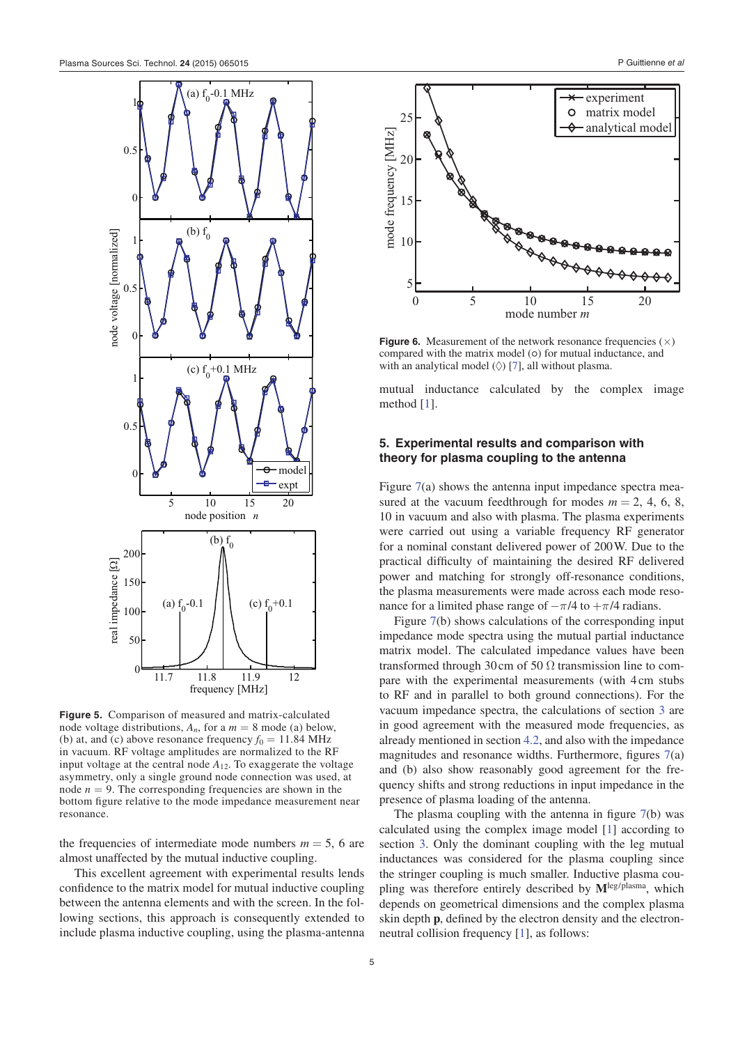**Figure 5.** Comparison of measured and matrix-calculated node voltage distributions, $A_n$, for a $m = 8$ mode (a) below, (b) at, and (c) above resonance frequency $f_0 = 11.84$ MHz in vacuum. RF voltage amplitudes are normalized to the RF input voltage at the central node $A_{12}$. To exaggerate the voltage asymmetry, only a single ground node connection was used, at node $n = 9$. The corresponding frequencies are shown in the bottom figure relative to the mode impedance measurement near resonance.

the frequencies of intermediate mode numbers $m = 5$, 6 are almost unaffected by the mutual inductive coupling.

This excellent agreement with experimental results lends confidence to the matrix model for mutual inductive coupling between the antenna elements and with the screen. In the following sections, this approach is consequently extended to include plasma inductive coupling, using the plasma-antenna mutual inductance calculated by the complex image method [1].

**Figure 6.** Measurement of the network resonance frequencies (×) compared with the matrix model (○) for mutual inductance, and with an analytical model (◊) [7], all without plasma.

## 5. Experimental results and comparison with theory for plasma coupling to the antenna

Figure 7(a) shows the antenna input impedance spectra measured at the vacuum feedthrough for modes $m = 2$, 4, 6, 8, 10 in vacuum and also with plasma. The plasma experiments were carried out using a variable frequency RF generator for a nominal constant delivered power of 200 W. Due to the practical difficulty of maintaining the desired RF delivered power and matching for strongly off-resonance conditions, the plasma measurements were made across each mode resonance for a limited phase range of $-\pi/4$ to $+\pi/4$ radians.

Figure 7(b) shows calculations of the corresponding input impedance mode spectra using the mutual partial inductance matrix model. The calculated impedance values have been transformed through 30 cm of 50 Ω transmission line to compare with the experimental measurements (with 4 cm stubs to RF and in parallel to both ground connections). For the vacuum impedance spectra, the calculations of section 3 are in good agreement with the measured mode frequencies, as already mentioned in section 4.2, and also with the impedance magnitudes and resonance widths. Furthermore, figures 7(a) and (b) also show reasonably good agreement for the frequency shifts and strong reductions in input impedance in the presence of plasma loading of the antenna.

The plasma coupling with the antenna in figure 7(b) was calculated using the complex image model [1] according to section 3. Only the dominant coupling with the leg mutual inductances was considered for the plasma coupling since the stringer coupling is much smaller. Inductive plasma coupling was therefore entirely described by $\mathbf{M}^{\text{leg/plasma}}$, which depends on geometrical dimensions and the complex plasma skin depth $\mathbf{p}$, defined by the electron density and the electron-neutral collision frequency [1], as follows: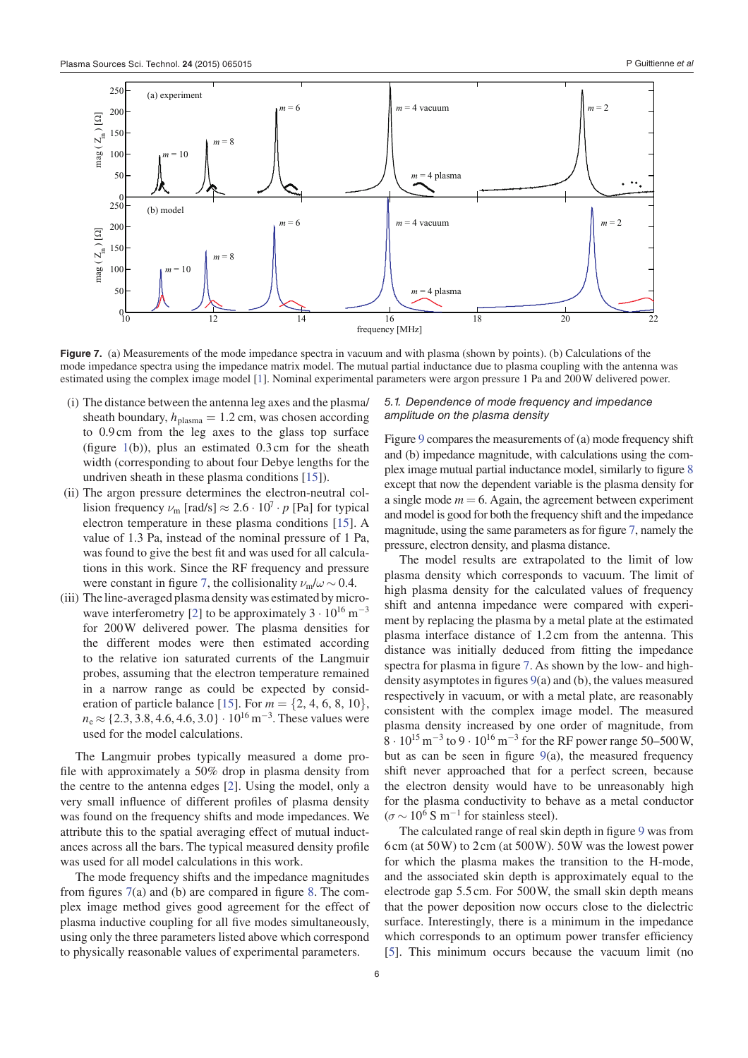**Figure 7.** (a) Measurements of the mode impedance spectra in vacuum and with plasma (shown by points). (b) Calculations of the mode impedance spectra using the impedance matrix model. The mutual partial inductance due to plasma coupling with the antenna was estimated using the complex image model [1]. Nominal experimental parameters were argon pressure 1 Pa and 200 W delivered power.

(i) The distance between the antenna leg axes and the plasma/sheath boundary, $h_{\mathrm{plasma}} = 1.2$ cm, was chosen according to 0.9 cm from the leg axes to the glass top surface (figure 1(b)), plus an estimated 0.3 cm for the sheath width (corresponding to about four Debye lengths for the undriven sheath in these plasma conditions [15]).

(ii) The argon pressure determines the electron-neutral collision frequency $\nu_{\mathrm{m}}$ [rad/s] $\approx 2.6 \cdot 10^7 \cdot p$ [Pa] for typical electron temperature in these plasma conditions [15]. A value of 1.3 Pa, instead of the nominal pressure of 1 Pa, was found to give the best fit and was used for all calculations in this work. Since the RF frequency and pressure were constant in figure 7, the collisionality $\nu_{\mathrm{m}}/\omega \sim 0.4$.

(iii) The line-averaged plasma density was estimated by microwave interferometry [2] to be approximately $3 \cdot 10^{16}$ m$^{-3}$ for 200 W delivered power. The plasma densities for the different modes were then estimated according to the relative ion saturated currents of the Langmuir probes, assuming that the electron temperature remained in a narrow range as could be expected by consideration of particle balance [15]. For $m = \{2, 4, 6, 8, 10\}$, $n_{\mathrm{e}} \approx \{2.3, 3.8, 4.6, 4.6, 3.0\} \cdot 10^{16}$ m$^{-3}$. These values were used for the model calculations.

The Langmuir probes typically measured a dome profile with approximately a 50% drop in plasma density from the centre to the antenna edges [2]. Using the model, only a very small influence of different profiles of plasma density was found on the frequency shifts and mode impedances. We attribute this to the spatial averaging effect of mutual inductances across all the bars. The typical measured density profile was used for all model calculations in this work.

The mode frequency shifts and the impedance magnitudes from figures 7(a) and (b) are compared in figure 8. The complex image method gives good agreement for the effect of plasma inductive coupling for all five modes simultaneously, using only the three parameters listed above which correspond to physically reasonable values of experimental parameters.

### 5.1. Dependence of mode frequency and impedance amplitude on the plasma density

Figure 9 compares the measurements of (a) mode frequency shift and (b) impedance magnitude, with calculations using the complex image mutual partial inductance model, similarly to figure 8 except that now the dependent variable is the plasma density for a single mode $m = 6$. Again, the agreement between experiment and model is good for both the frequency shift and the impedance magnitude, using the same parameters as for figure 7, namely the pressure, electron density, and plasma distance.

The model results are extrapolated to the limit of low plasma density which corresponds to vacuum. The limit of high plasma density for the calculated values of frequency shift and antenna impedance were compared with experiment by replacing the plasma by a metal plate at the estimated plasma interface distance of 1.2 cm from the antenna. This distance was initially deduced from fitting the impedance spectra for plasma in figure 7. As shown by the low- and high-density asymptotes in figures 9(a) and (b), the values measured respectively in vacuum, or with a metal plate, are reasonably consistent with the complex image model. The measured plasma density increased by one order of magnitude, from $8 \cdot 10^{15}$ m$^{-3}$ to $9 \cdot 10^{16}$ m$^{-3}$ for the RF power range 50–500 W, but as can be seen in figure 9(a), the measured frequency shift never approached that for a perfect screen, because the electron density would have to be unreasonably high for the plasma conductivity to behave as a metal conductor ($\sigma \sim 10^6$ S m$^{-1}$ for stainless steel).

The calculated range of real skin depth in figure 9 was from 6 cm (at 50 W) to 2 cm (at 500 W). 50 W was the lowest power for which the plasma makes the transition to the H-mode, and the associated skin depth is approximately equal to the electrode gap 5.5 cm. For 500 W, the small skin depth means that the power deposition now occurs close to the dielectric surface. Interestingly, there is a minimum in the impedance which corresponds to an optimum power transfer efficiency [5]. This minimum occurs because the vacuum limit (no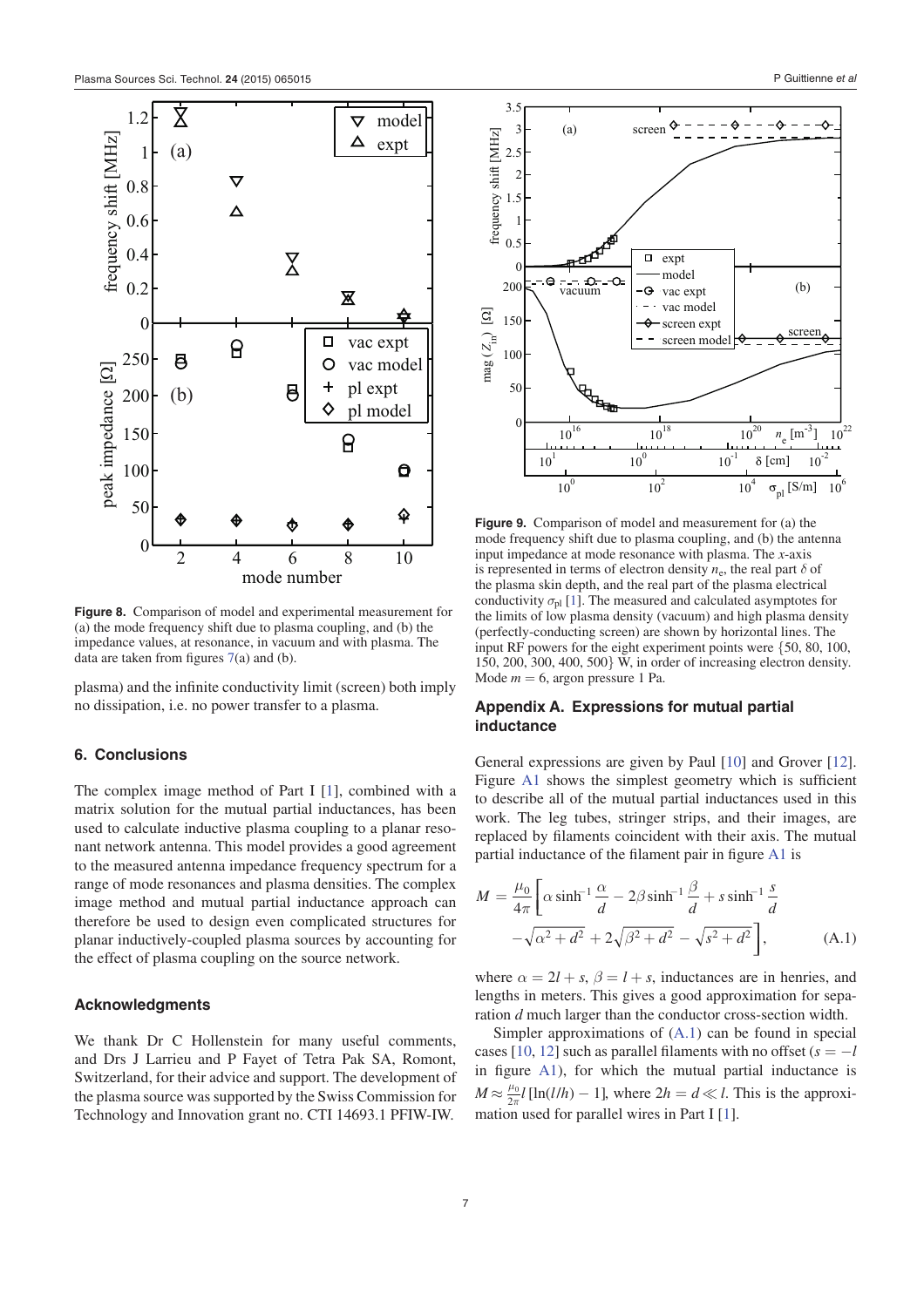**Figure 8.** Comparison of model and experimental measurement for (a) the mode frequency shift due to plasma coupling, and (b) the impedance values, at resonance, in vacuum and with plasma. The data are taken from figures 7(a) and (b).

plasma) and the infinite conductivity limit (screen) both imply no dissipation, i.e. no power transfer to a plasma.

## 6. Conclusions

The complex image method of Part I [1], combined with a matrix solution for the mutual partial inductances, has been used to calculate inductive plasma coupling to a planar resonant network antenna. This model provides a good agreement to the measured antenna impedance frequency spectrum for a range of mode resonances and plasma densities. The complex image method and mutual partial inductance approach can therefore be used to design even complicated structures for planar inductively-coupled plasma sources by accounting for the effect of plasma coupling on the source network.

## Acknowledgments

We thank Dr C Hollenstein for many useful comments, and Drs J Larrieu and P Fayet of Tetra Pak SA, Romont, Switzerland, for their advice and support. The development of the plasma source was supported by the Swiss Commission for Technology and Innovation grant no. CTI 14693.1 PFIW-IW.

**Figure 9.** Comparison of model and measurement for (a) the mode frequency shift due to plasma coupling, and (b) the antenna input impedance at mode resonance with plasma. The $x$-axis is represented in terms of electron density $n_e$, the real part $\delta$ of the plasma skin depth, and the real part of the plasma electrical conductivity $\sigma_{pl}$ [1]. The measured and calculated asymptotes for the limits of low plasma density (vacuum) and high plasma density (perfectly-conducting screen) are shown by horizontal lines. The input RF powers for the eight experiment points were {50, 80, 100, 150, 200, 300, 400, 500} W, in order of increasing electron density. Mode $m = 6$, argon pressure 1 Pa.

## Appendix A. Expressions for mutual partial inductance

General expressions are given by Paul [10] and Grover [12]. Figure A1 shows the simplest geometry which is sufficient to describe all of the mutual partial inductances used in this work. The leg tubes, stringer strips, and their images, are replaced by filaments coincident with their axis. The mutual partial inductance of the filament pair in figure A1 is

$$M = \frac{\mu_0}{4\pi}\left[\alpha \sinh^{-1}\frac{\alpha}{d} - 2\beta \sinh^{-1}\frac{\beta}{d} + s \sinh^{-1}\frac{s}{d} - \sqrt{\alpha^2 + d^2} + 2\sqrt{\beta^2 + d^2} - \sqrt{s^2 + d^2}\right], \tag{A.1}$$

where $\alpha = 2l + s$, $\beta = l + s$, inductances are in henries, and lengths in meters. This gives a good approximation for separation $d$ much larger than the conductor cross-section width.

Simpler approximations of (A.1) can be found in special cases [10, 12] such as parallel filaments with no offset ($s = -l$ in figure A1), for which the mutual partial inductance is $M \approx \frac{\mu_0}{2\pi} l\,[\ln(l/h) - 1]$, where $2h = d \ll l$. This is the approximation used for parallel wires in Part I [1].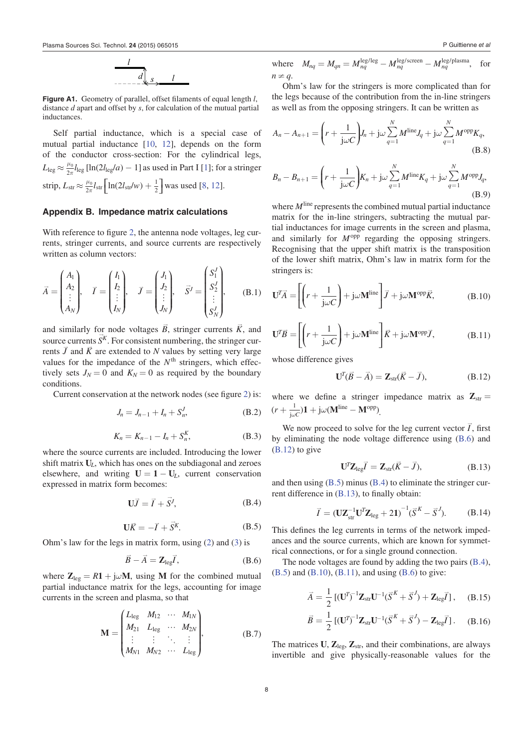Figure A1. Geometry of parallel, offset filaments of equal length $l$, distance $d$ apart and offset by $s$, for calculation of the mutual partial inductances.

Self partial inductance, which is a special case of mutual partial inductance [10, 12], depends on the form of the conductor cross-section: For the cylindrical legs, $L_{\text{leg}} \approx \frac{\mu_0}{2\pi} l_{\text{leg}} [\ln(2l_{\text{leg}}/a) - 1]$ as used in Part I [1]; for a stringer strip, $L_{\text{str}} \approx \frac{\mu_0}{2\pi} l_{\text{str}} \left[\ln(2l_{\text{str}}/w) + \frac{1}{2}\right]$ was used [8, 12].

## Appendix B. Impedance matrix calculations

With reference to figure 2, the antenna node voltages, leg currents, stringer currents, and source currents are respectively written as column vectors:

$$\vec{A} = \begin{pmatrix} A_1 \\ A_2 \\ \vdots \\ A_N \end{pmatrix}, \quad \vec{I} = \begin{pmatrix} I_1 \\ I_2 \\ \vdots \\ I_N \end{pmatrix}, \quad \vec{J} = \begin{pmatrix} J_1 \\ J_2 \\ \vdots \\ J_N \end{pmatrix}, \quad \vec{S}^J = \begin{pmatrix} S_1^J \\ S_2^J \\ \vdots \\ S_N^J \end{pmatrix}, \tag{B.1}$$

and similarly for node voltages $\vec{B}$, stringer currents $\vec{K}$, and source currents $\vec{S}^K$. For consistent numbering, the stringer currents $\vec{J}$ and $\vec{K}$ are extended to $N$ values by setting very large values for the impedance of the $N^{\text{th}}$ stringers, which effectively sets $J_N = 0$ and $K_N = 0$ as required by the boundary conditions.

Current conservation at the network nodes (see figure 2) is:

$$J_n = J_{n-1} + I_n + S_n^J, \tag{B.2}$$

$$K_n = K_{n-1} - I_n + S_n^K, \tag{B.3}$$

where the source currents are included. Introducing the lower shift matrix $\mathbf{U}_L$, which has ones on the subdiagonal and zeroes elsewhere, and writing $\mathbf{U} = \mathbf{1} - \mathbf{U}_L$, current conservation expressed in matrix form becomes:

$$\mathbf{U}\vec{J} = \vec{I} + \vec{S}^J, \tag{B.4}$$

$$\mathbf{U}\vec{K} = -\vec{I} + \vec{S}^K. \tag{B.5}$$

Ohm's law for the legs in matrix form, using (2) and (3) is

$$\vec{B} - \vec{A} = \mathbf{Z}_{\text{leg}}\vec{I}, \tag{B.6}$$

where $\mathbf{Z}_{\text{leg}} = R\mathbf{1} + \text{j}\omega\mathbf{M}$, using $\mathbf{M}$ for the combined mutual partial inductance matrix for the legs, accounting for image currents in the screen and plasma, so that

$$\mathbf{M} = \begin{pmatrix} L_{\text{leg}} & M_{12} & \cdots & M_{1N} \\ M_{21} & L_{\text{leg}} & \cdots & M_{2N} \\ \vdots & \vdots & \ddots & \vdots \\ M_{N1} & M_{N2} & \cdots & L_{\text{leg}} \end{pmatrix}, \tag{B.7}$$

where $M_{nq} = M_{qn} = M_{nq}^{\text{leg/leg}} - M_{nq}^{\text{leg/screen}} - M_{nq}^{\text{leg/plasma}}$, for $n \neq q$.

Ohm's law for the stringers is more complicated than for the legs because of the contribution from the in-line stringers as well as from the opposing stringers. It can be written as

$$A_n - A_{n+1} = \left(r + \frac{1}{\text{j}\omega C}\right) J_n + \text{j}\omega \sum_{q=1}^{N} M^{\text{line}} J_q + \text{j}\omega \sum_{q=1}^{N} M^{\text{opp}} K_q, \tag{B.8}$$

$$B_n - B_{n+1} = \left(r + \frac{1}{\text{j}\omega C}\right) K_n + \text{j}\omega \sum_{q=1}^{N} M^{\text{line}} K_q + \text{j}\omega \sum_{q=1}^{N} M^{\text{opp}} J_q, \tag{B.9}$$

where $M^{\text{line}}$ represents the combined mutual partial inductance matrix for the in-line stringers, subtracting the mutual partial inductances for image currents in the screen and plasma, and similarly for $M^{\text{opp}}$ regarding the opposing stringers. Recognising that the upper shift matrix is the transposition of the lower shift matrix, Ohm's law in matrix form for the stringers is:

$$\mathbf{U}^T\vec{A} = \left[\left(r + \frac{1}{\text{j}\omega C}\right) + \text{j}\omega\mathbf{M}^{\text{line}}\right]\vec{J} + \text{j}\omega\mathbf{M}^{\text{opp}}\vec{K}, \tag{B.10}$$

$$\mathbf{U}^T\vec{B} = \left[\left(r + \frac{1}{\text{j}\omega C}\right) + \text{j}\omega\mathbf{M}^{\text{line}}\right]\vec{K} + \text{j}\omega\mathbf{M}^{\text{opp}}\vec{J}, \tag{B.11}$$

whose difference gives

$$\mathbf{U}^T(\vec{B} - \vec{A}) = \mathbf{Z}_{\text{str}}(\vec{K} - \vec{J}), \tag{B.12}$$

where we define a stringer impedance matrix as $\mathbf{Z}_{\text{str}} = (r + \frac{1}{\text{j}\omega C})\mathbf{1} + \text{j}\omega(\mathbf{M}^{\text{line}} - \mathbf{M}^{\text{opp}})$.

We now proceed to solve for the leg current vector $\vec{I}$, first by eliminating the node voltage difference using (B.6) and (B.12) to give

$$\mathbf{U}^T\mathbf{Z}_{\text{leg}}\vec{I} = \mathbf{Z}_{\text{str}}(\vec{K} - \vec{J}), \tag{B.13}$$

and then using (B.5) minus (B.4) to eliminate the stringer current difference in (B.13), to finally obtain:

$$\vec{I} = (\mathbf{U}\mathbf{Z}_{\text{str}}^{-1}\mathbf{U}^T\mathbf{Z}_{\text{leg}} + 2\mathbf{1})^{-1}(\vec{S}^K - \vec{S}^J). \tag{B.14}$$

This defines the leg currents in terms of the network impedances and the source currents, which are known for symmetrical connections, or for a single ground connection.

The node voltages are found by adding the two pairs (B.4), (B.5) and (B.10), (B.11), and using (B.6) to give:

$$\vec{A} = \frac{1}{2}\left[(\mathbf{U}^T)^{-1}\mathbf{Z}_{\text{str}}\mathbf{U}^{-1}(\vec{S}^K + \vec{S}^J) + \mathbf{Z}_{\text{leg}}\vec{I}\right], \tag{B.15}$$

$$\vec{B} = \frac{1}{2}\left[(\mathbf{U}^T)^{-1}\mathbf{Z}_{\text{str}}\mathbf{U}^{-1}(\vec{S}^K + \vec{S}^J) - \mathbf{Z}_{\text{leg}}\vec{I}\right]. \tag{B.16}$$

The matrices $\mathbf{U}$, $\mathbf{Z}_{\text{leg}}$, $\mathbf{Z}_{\text{str}}$, and their combinations, are always invertible and give physically-reasonable values for the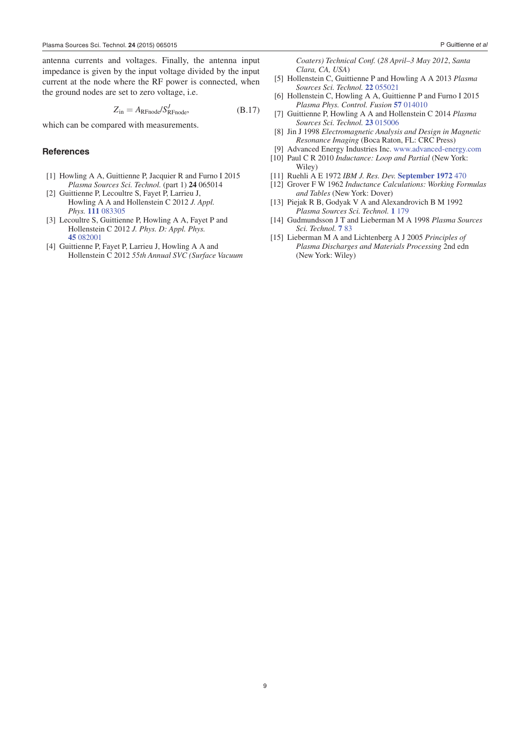antenna currents and voltages. Finally, the antenna input impedance is given by the input voltage divided by the input current at the node where the RF power is connected, when the ground nodes are set to zero voltage, i.e.

$$Z_{\text{in}} = A_{\text{RFnode}}/S^{J}_{\text{RFnode}}, \tag{B.17}$$

which can be compared with measurements.

## References

[1] Howling A A, Guittienne P, Jacquier R and Furno I 2015 *Plasma Sources Sci. Technol.* (part 1) **24** 065014

[2] Guittienne P, Lecoultre S, Fayet P, Larrieu J, Howling A A and Hollenstein C 2012 *J. Appl. Phys.* **111** 083305

[3] Lecoultre S, Guittienne P, Howling A A, Fayet P and Hollenstein C 2012 *J. Phys. D: Appl. Phys.* **45** 082001

[4] Guittienne P, Fayet P, Larrieu J, Howling A A and Hollenstein C 2012 *55th Annual SVC (Surface Vacuum Coaters) Technical Conf.* (*28 April–3 May 2012*, *Santa Clara, CA, USA*)

[5] Hollenstein C, Guittienne P and Howling A A 2013 *Plasma Sources Sci. Technol.* **22** 055021

[6] Hollenstein C, Howling A A, Guittienne P and Furno I 2015 *Plasma Phys. Control. Fusion* **57** 014010

[7] Guittienne P, Howling A A and Hollenstein C 2014 *Plasma Sources Sci. Technol.* **23** 015006

[8] Jin J 1998 *Electromagnetic Analysis and Design in Magnetic Resonance Imaging* (Boca Raton, FL: CRC Press)

[9] Advanced Energy Industries Inc. www.advanced-energy.com

[10] Paul C R 2010 *Inductance: Loop and Partial* (New York: Wiley)

[11] Ruehli A E 1972 *IBM J. Res. Dev.* **September 1972** 470

[12] Grover F W 1962 *Inductance Calculations: Working Formulas and Tables* (New York: Dover)

[13] Piejak R B, Godyak V A and Alexandrovich B M 1992 *Plasma Sources Sci. Technol.* **1** 179

[14] Gudmundsson J T and Lieberman M A 1998 *Plasma Sources Sci. Technol.* **7** 83

[15] Lieberman M A and Lichtenberg A J 2005 *Principles of Plasma Discharges and Materials Processing* 2nd edn (New York: Wiley)